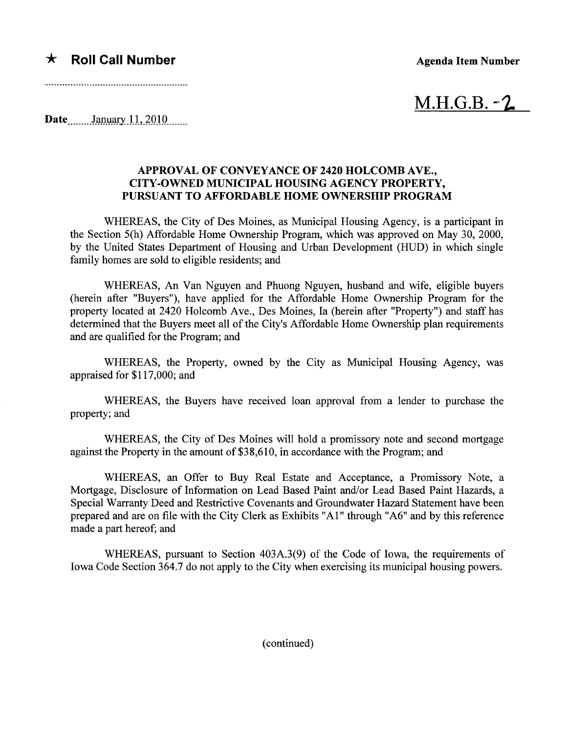★ **Roll Call Number**

**Agenda Item Number**

M.H.G.B. -2

Date January 11, 2010

### APPROVAL OF CONVEYANCE OF 2420 HOLCOMB AVE., CITY-OWNED MUNICIPAL HOUSING AGENCY PROPERTY, PURSUANT TO AFFORDABLE HOME OWNERSHIP PROGRAM

WHEREAS, the City of Des Moines, as Municipal Housing Agency, is a participant in the Section 5(h) Affordable Home Ownership Program, which was approved on May 30, 2000, by the United States Department of Housing and Urban Development (HUD) in which single family homes are sold to eligible residents; and

WHEREAS, An Van Nguyen and Phuong Nguyen, husband and wife, eligible buyers (herein after "Buyers"), have applied for the Affordable Home Ownership Program for the property located at 2420 Holcomb Ave., Des Moines, Ia (herein after "Property") and staff has determined that the Buyers meet all of the City's Affordable Home Ownership plan requirements and are qualified for the Program; and

WHEREAS, the Property, owned by the City as Municipal Housing Agency, was appraised for $117,000; and

WHEREAS, the Buyers have received loan approval from a lender to purchase the property; and

WHEREAS, the City of Des Moines will hold a promissory note and second mortgage against the Property in the amount of $38,610, in accordance with the Program; and

WHEREAS, an Offer to Buy Real Estate and Acceptance, a Promissory Note, a Mortgage, Disclosure of Information on Lead Based Paint and/or Lead Based Paint Hazards, a Special Warranty Deed and Restrictive Covenants and Groundwater Hazard Statement have been prepared and are on file with the City Clerk as Exhibits "A1" through "A6" and by this reference made a part hereof; and

WHEREAS, pursuant to Section 403A.3(9) of the Code of Iowa, the requirements of Iowa Code Section 364.7 do not apply to the City when exercising its municipal housing powers.

(continued)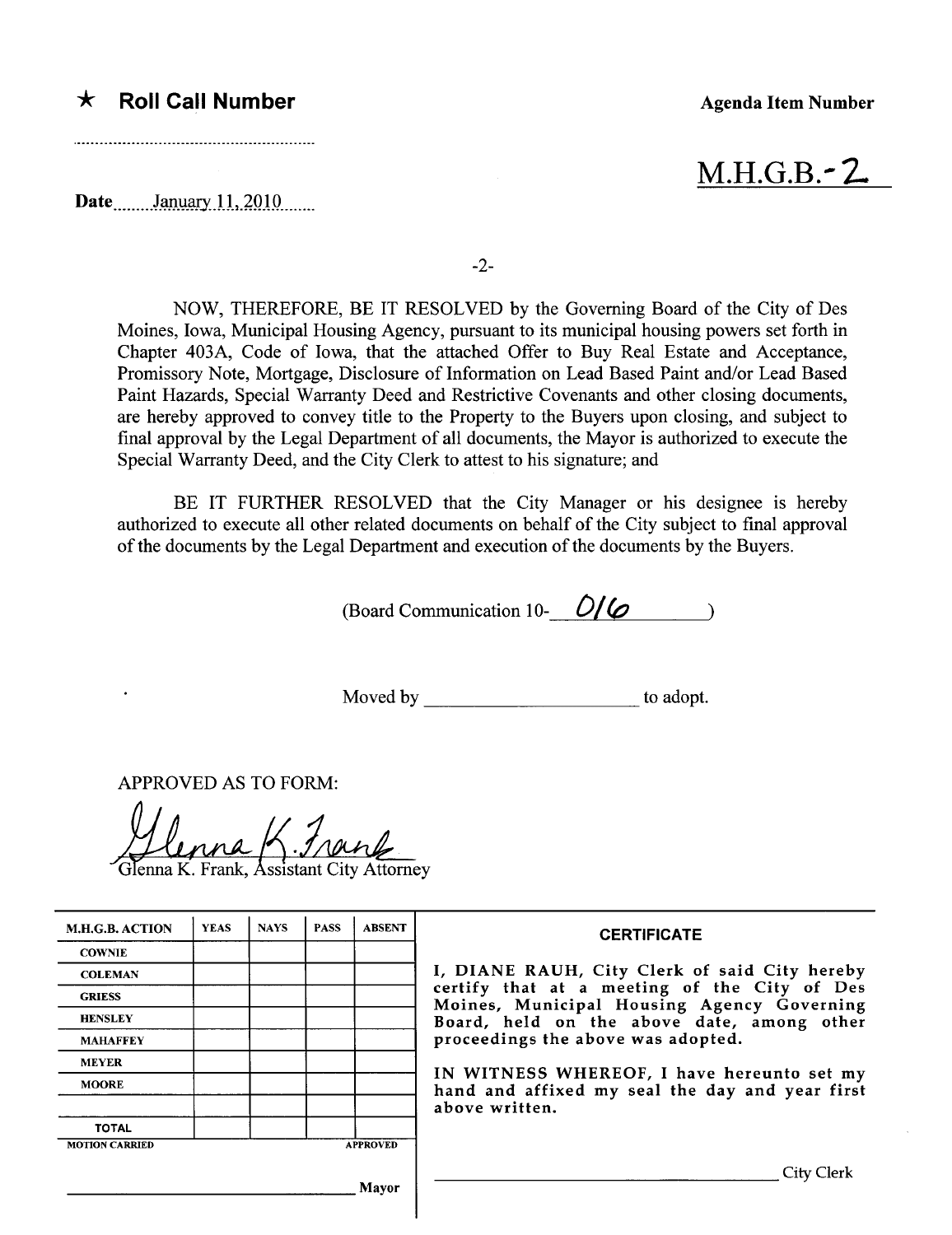★ **Roll Call Number**

**Agenda Item Number**

M.H.G.B.-2

**Date** January 11, 2010

NOW, THEREFORE, BE IT RESOLVED by the Governing Board of the City of Des Moines, Iowa, Municipal Housing Agency, pursuant to its municipal housing powers set forth in Chapter 403A, Code of Iowa, that the attached Offer to Buy Real Estate and Acceptance, Promissory Note, Mortgage, Disclosure of Information on Lead Based Paint and/or Lead Based Paint Hazards, Special Warranty Deed and Restrictive Covenants and other closing documents, are hereby approved to convey title to the Property to the Buyers upon closing, and subject to final approval by the Legal Department of all documents, the Mayor is authorized to execute the Special Warranty Deed, and the City Clerk to attest to his signature; and

BE IT FURTHER RESOLVED that the City Manager or his designee is hereby authorized to execute all other related documents on behalf of the City subject to final approval of the documents by the Legal Department and execution of the documents by the Buyers.

(Board Communication 10- 016 )

Moved by ______________________ to adopt.

APPROVED AS TO FORM:

Glenna K. Frank, Assistant City Attorney

| M.H.G.B. ACTION | YEAS | NAYS | PASS | ABSENT |
|---|---|---|---|---|
| COWNIE | | | | |
| COLEMAN | | | | |
| GRIESS | | | | |
| HENSLEY | | | | |
| MAHAFFEY | | | | |
| MEYER | | | | |
| MOORE | | | | |
| | | | | |
| TOTAL | | | | |

MOTION CARRIED APPROVED

______________________ Mayor

**CERTIFICATE**

I, DIANE RAUH, City Clerk of said City hereby certify that at a meeting of the City of Des Moines, Municipal Housing Agency Governing Board, held on the above date, among other proceedings the above was adopted.

IN WITNESS WHEREOF, I have hereunto set my hand and affixed my seal the day and year first above written.

______________________ City Clerk